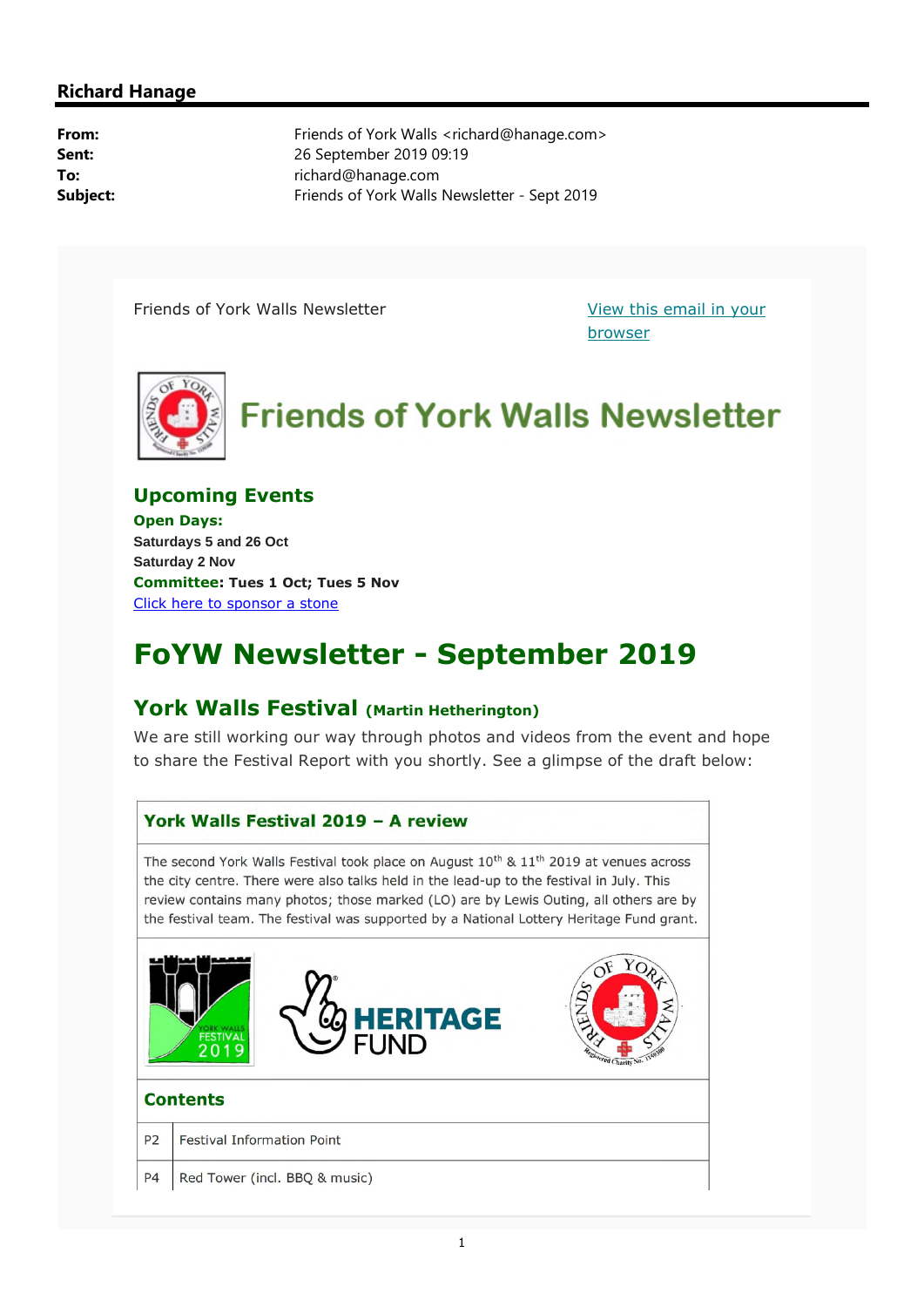**Richard Hanage**

| | |
|---|---|
| **From:** | Friends of York Walls <richard@hanage.com> |
| **Sent:** | 26 September 2019 09:19 |
| **To:** | richard@hanage.com |
| **Subject:** | Friends of York Walls Newsletter - Sept 2019 |

Friends of York Walls Newsletter

View this email in your browser

# Friends of York Walls Newsletter

## Upcoming Events

**Open Days:**
**Saturdays 5 and 26 Oct**
**Saturday 2 Nov**
**Committee: Tues 1 Oct; Tues 5 Nov**
Click here to sponsor a stone

# FoYW Newsletter - September 2019

## York Walls Festival (Martin Hetherington)

We are still working our way through photos and videos from the event and hope to share the Festival Report with you shortly. See a glimpse of the draft below:

### York Walls Festival 2019 – A review

The second York Walls Festival took place on August 10th & 11th 2019 at venues across the city centre. There were also talks held in the lead-up to the festival in July. This review contains many photos; those marked (LO) are by Lewis Outing, all others are by the festival team. The festival was supported by a National Lottery Heritage Fund grant.

YORK WALLS FESTIVAL 2019 — HERITAGE FUND — FRIENDS OF YORK WALLS

### Contents

| | |
|---|---|
| P2 | Festival Information Point |
| P4 | Red Tower (incl. BBQ & music) |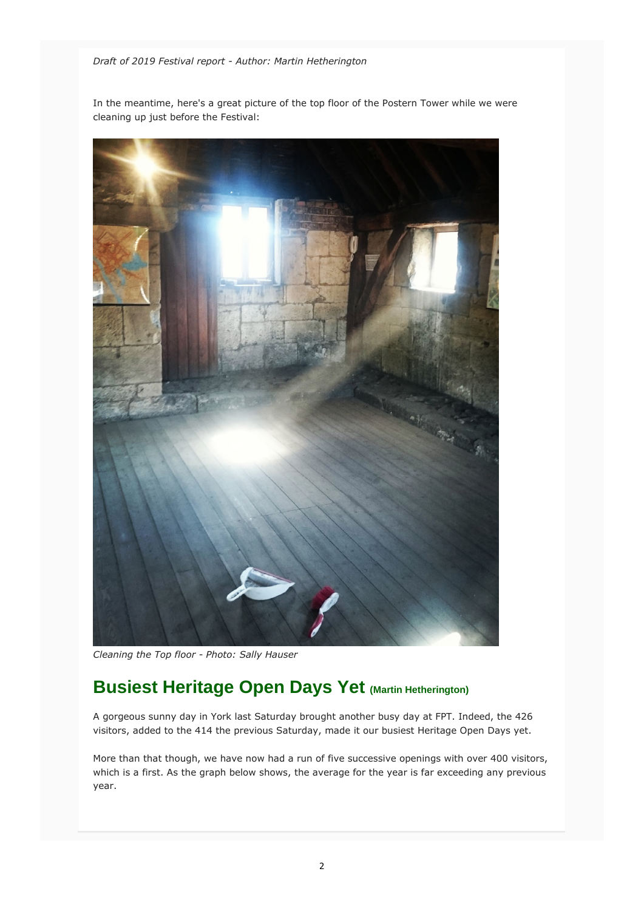*Draft of 2019 Festival report - Author: Martin Hetherington*

In the meantime, here's a great picture of the top floor of the Postern Tower while we were cleaning up just before the Festival:

*Cleaning the Top floor - Photo: Sally Hauser*

## Busiest Heritage Open Days Yet (Martin Hetherington)

A gorgeous sunny day in York last Saturday brought another busy day at FPT. Indeed, the 426 visitors, added to the 414 the previous Saturday, made it our busiest Heritage Open Days yet.

More than that though, we have now had a run of five successive openings with over 400 visitors, which is a first. As the graph below shows, the average for the year is far exceeding any previous year.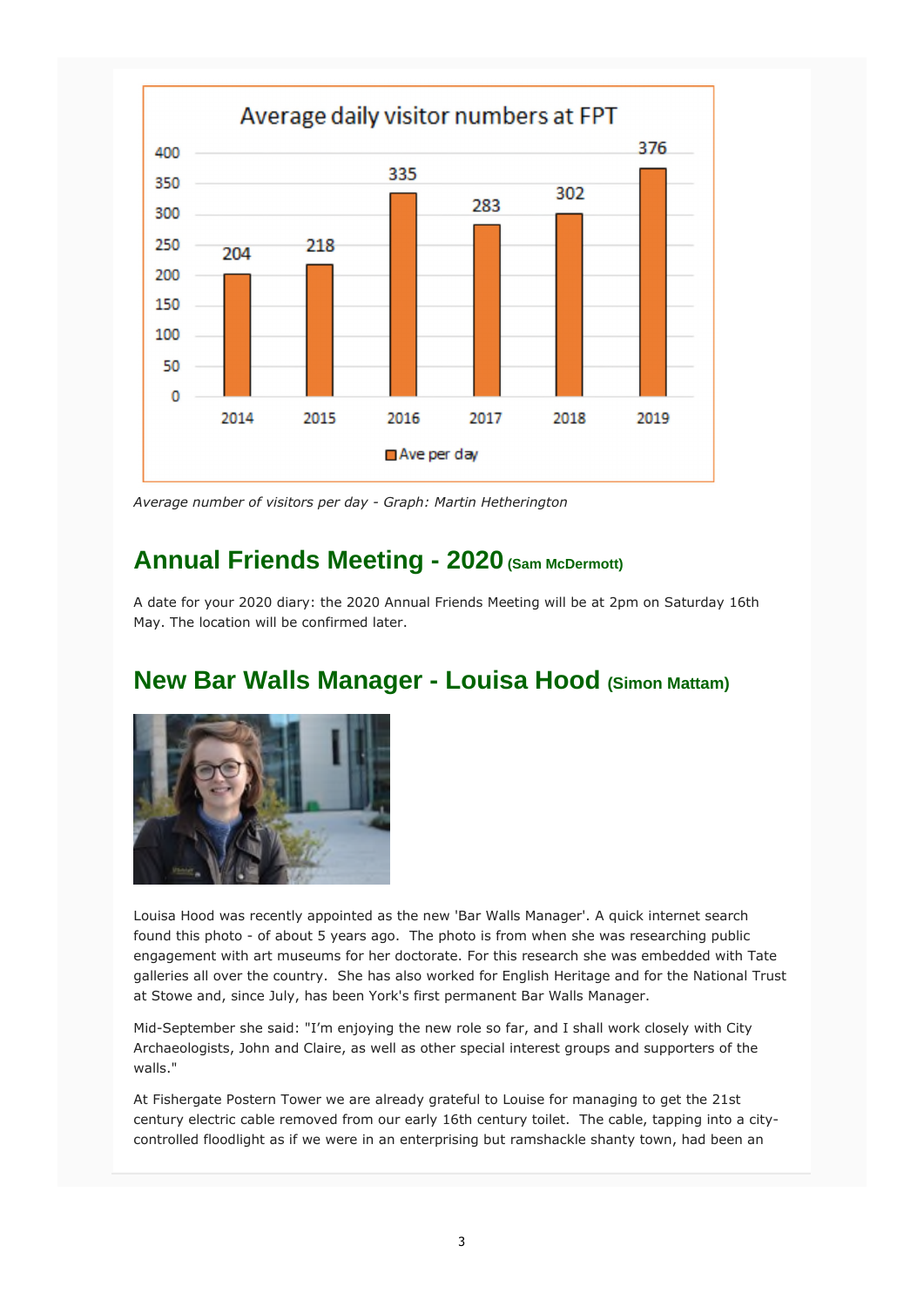Average daily visitor numbers at FPT

| Year | Ave per day |
|---|---|
| 2014 | 204 |
| 2015 | 218 |
| 2016 | 335 |
| 2017 | 283 |
| 2018 | 302 |
| 2019 | 376 |

*Average number of visitors per day - Graph: Martin Hetherington*

## Annual Friends Meeting - 2020 (Sam McDermott)

A date for your 2020 diary: the 2020 Annual Friends Meeting will be at 2pm on Saturday 16th May. The location will be confirmed later.

## New Bar Walls Manager - Louisa Hood (Simon Mattam)

Louisa Hood was recently appointed as the new 'Bar Walls Manager'. A quick internet search found this photo - of about 5 years ago. The photo is from when she was researching public engagement with art museums for her doctorate. For this research she was embedded with Tate galleries all over the country. She has also worked for English Heritage and for the National Trust at Stowe and, since July, has been York's first permanent Bar Walls Manager.

Mid-September she said: "I'm enjoying the new role so far, and I shall work closely with City Archaeologists, John and Claire, as well as other special interest groups and supporters of the walls."

At Fishergate Postern Tower we are already grateful to Louise for managing to get the 21st century electric cable removed from our early 16th century toilet. The cable, tapping into a city-controlled floodlight as if we were in an enterprising but ramshackle shanty town, had been an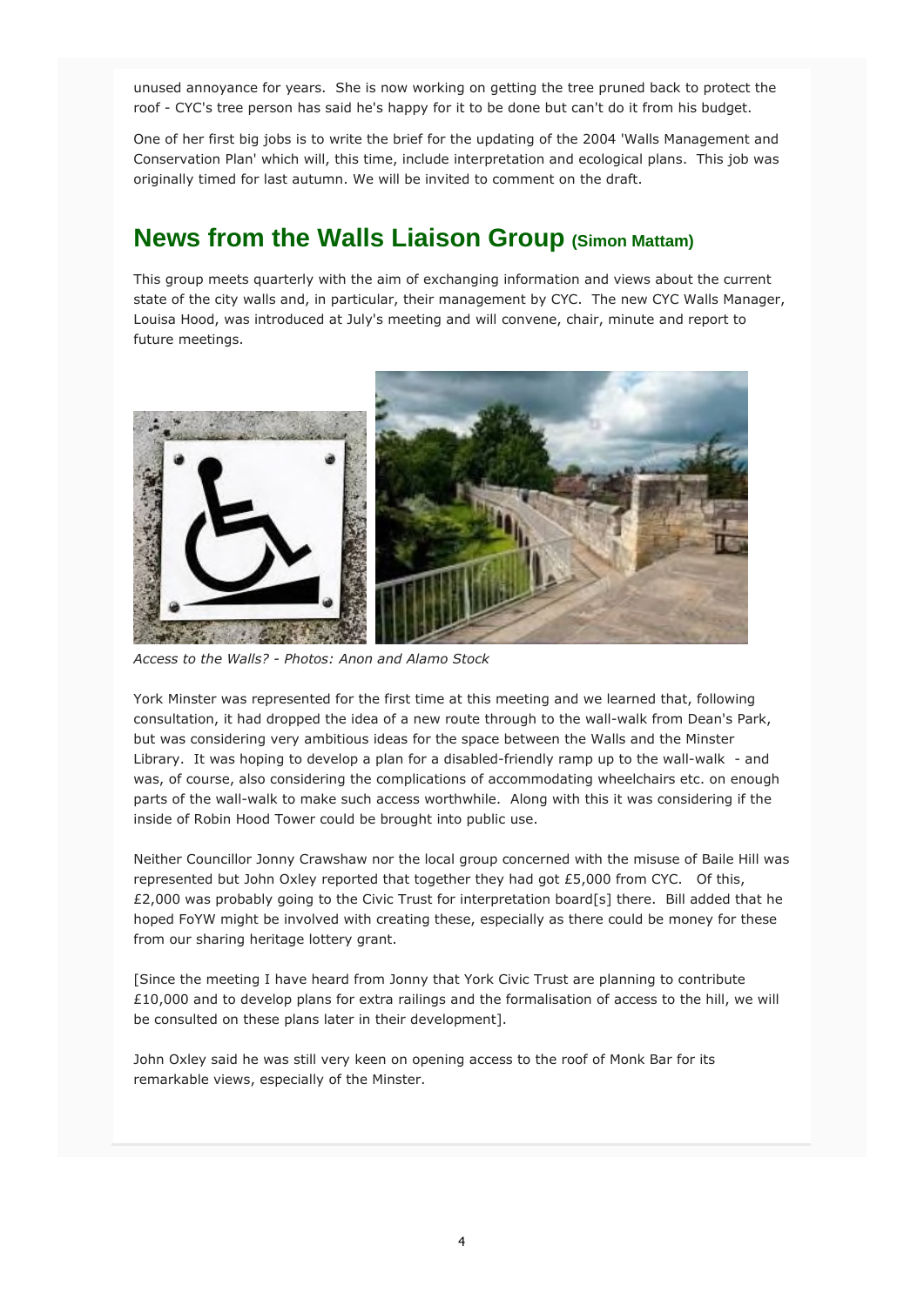unused annoyance for years. She is now working on getting the tree pruned back to protect the roof - CYC's tree person has said he's happy for it to be done but can't do it from his budget.

One of her first big jobs is to write the brief for the updating of the 2004 'Walls Management and Conservation Plan' which will, this time, include interpretation and ecological plans. This job was originally timed for last autumn. We will be invited to comment on the draft.

## News from the Walls Liaison Group (Simon Mattam)

This group meets quarterly with the aim of exchanging information and views about the current state of the city walls and, in particular, their management by CYC. The new CYC Walls Manager, Louisa Hood, was introduced at July's meeting and will convene, chair, minute and report to future meetings.

*Access to the Walls? - Photos: Anon and Alamo Stock*

York Minster was represented for the first time at this meeting and we learned that, following consultation, it had dropped the idea of a new route through to the wall-walk from Dean's Park, but was considering very ambitious ideas for the space between the Walls and the Minster Library. It was hoping to develop a plan for a disabled-friendly ramp up to the wall-walk - and was, of course, also considering the complications of accommodating wheelchairs etc. on enough parts of the wall-walk to make such access worthwhile. Along with this it was considering if the inside of Robin Hood Tower could be brought into public use.

Neither Councillor Jonny Crawshaw nor the local group concerned with the misuse of Baile Hill was represented but John Oxley reported that together they had got £5,000 from CYC. Of this, £2,000 was probably going to the Civic Trust for interpretation board[s] there. Bill added that he hoped FoYW might be involved with creating these, especially as there could be money for these from our sharing heritage lottery grant.

[Since the meeting I have heard from Jonny that York Civic Trust are planning to contribute £10,000 and to develop plans for extra railings and the formalisation of access to the hill, we will be consulted on these plans later in their development].

John Oxley said he was still very keen on opening access to the roof of Monk Bar for its remarkable views, especially of the Minster.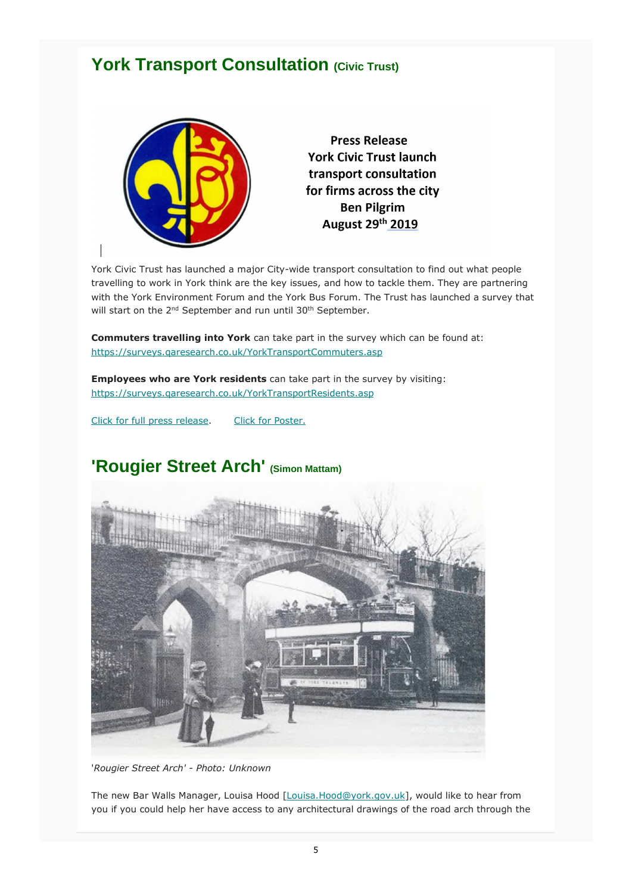## York Transport Consultation (Civic Trust)

**Press Release**
**York Civic Trust launch transport consultation for firms across the city**
**Ben Pilgrim**
**August 29th 2019**

York Civic Trust has launched a major City-wide transport consultation to find out what people travelling to work in York think are the key issues, and how to tackle them. They are partnering with the York Environment Forum and the York Bus Forum. The Trust has launched a survey that will start on the 2nd September and run until 30th September.

**Commuters travelling into York** can take part in the survey which can be found at: https://surveys.qaresearch.co.uk/YorkTransportCommuters.asp

**Employees who are York residents** can take part in the survey by visiting: https://surveys.qaresearch.co.uk/YorkTransportResidents.asp

Click for full press release. Click for Poster.

## 'Rougier Street Arch' (Simon Mattam)

*'Rougier Street Arch' - Photo: Unknown*

The new Bar Walls Manager, Louisa Hood [Louisa.Hood@york.gov.uk], would like to hear from you if you could help her have access to any architectural drawings of the road arch through the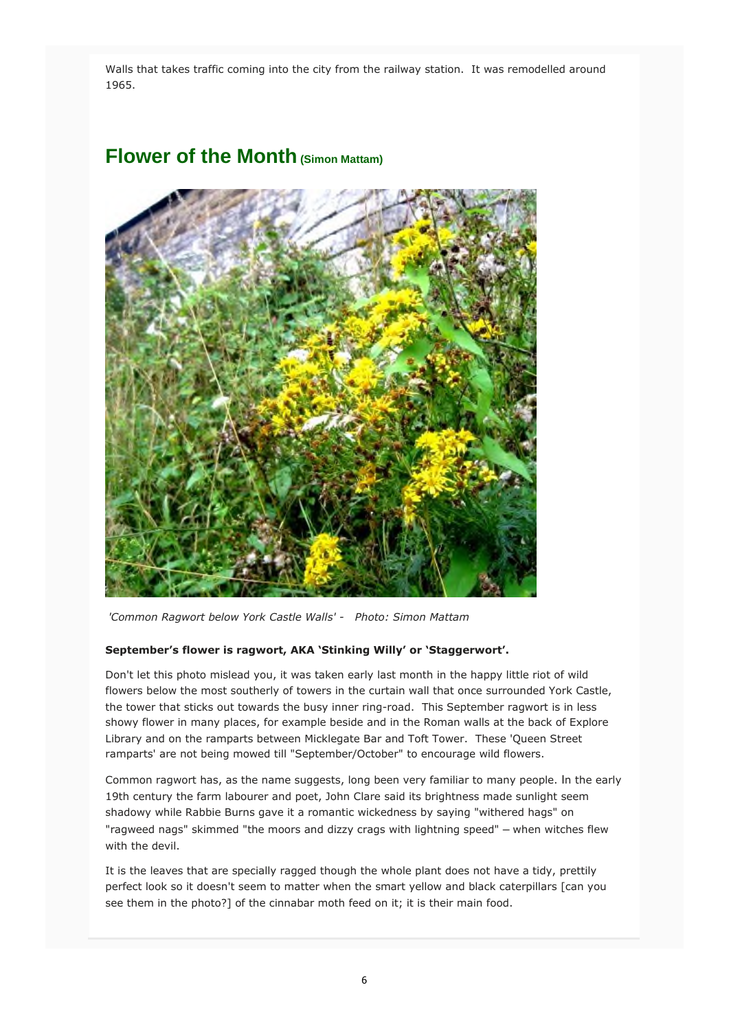Walls that takes traffic coming into the city from the railway station. It was remodelled around 1965.

## Flower of the Month (Simon Mattam)

*'Common Ragwort below York Castle Walls' - Photo: Simon Mattam*

**September's flower is ragwort, AKA 'Stinking Willy' or 'Staggerwort'.**

Don't let this photo mislead you, it was taken early last month in the happy little riot of wild flowers below the most southerly of towers in the curtain wall that once surrounded York Castle, the tower that sticks out towards the busy inner ring-road. This September ragwort is in less showy flower in many places, for example beside and in the Roman walls at the back of Explore Library and on the ramparts between Micklegate Bar and Toft Tower. These 'Queen Street ramparts' are not being mowed till "September/October" to encourage wild flowers.

Common ragwort has, as the name suggests, long been very familiar to many people. In the early 19th century the farm labourer and poet, John Clare said its brightness made sunlight seem shadowy while Rabbie Burns gave it a romantic wickedness by saying "withered hags" on "ragweed nags" skimmed "the moors and dizzy crags with lightning speed" – when witches flew with the devil.

It is the leaves that are specially ragged though the whole plant does not have a tidy, prettily perfect look so it doesn't seem to matter when the smart yellow and black caterpillars [can you see them in the photo?] of the cinnabar moth feed on it; it is their main food.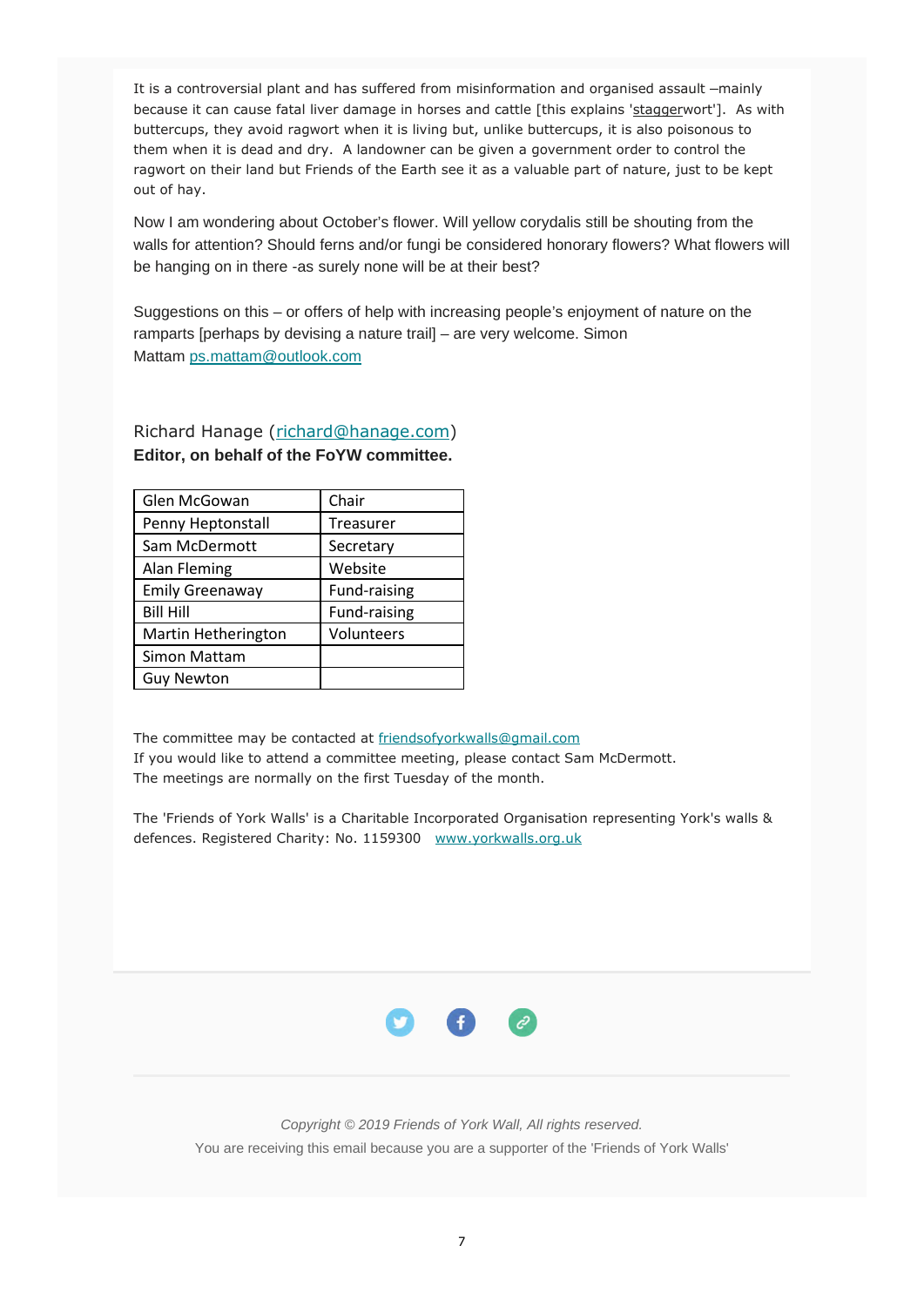It is a controversial plant and has suffered from misinformation and organised assault –mainly because it can cause fatal liver damage in horses and cattle [this explains 'staggerwort']. As with buttercups, they avoid ragwort when it is living but, unlike buttercups, it is also poisonous to them when it is dead and dry. A landowner can be given a government order to control the ragwort on their land but Friends of the Earth see it as a valuable part of nature, just to be kept out of hay.

Now I am wondering about October's flower. Will yellow corydalis still be shouting from the walls for attention? Should ferns and/or fungi be considered honorary flowers? What flowers will be hanging on in there -as surely none will be at their best?

Suggestions on this – or offers of help with increasing people's enjoyment of nature on the ramparts [perhaps by devising a nature trail] – are very welcome. Simon Mattam ps.mattam@outlook.com

Richard Hanage (richard@hanage.com)
**Editor, on behalf of the FoYW committee.**

| | |
|---|---|
| Glen McGowan | Chair |
| Penny Heptonstall | Treasurer |
| Sam McDermott | Secretary |
| Alan Fleming | Website |
| Emily Greenaway | Fund-raising |
| Bill Hill | Fund-raising |
| Martin Hetherington | Volunteers |
| Simon Mattam | |
| Guy Newton | |

The committee may be contacted at friendsofyorkwalls@gmail.com
If you would like to attend a committee meeting, please contact Sam McDermott.
The meetings are normally on the first Tuesday of the month.

The 'Friends of York Walls' is a Charitable Incorporated Organisation representing York's walls & defences. Registered Charity: No. 1159300 www.yorkwalls.org.uk

*Copyright © 2019 Friends of York Wall, All rights reserved.*
You are receiving this email because you are a supporter of the 'Friends of York Walls'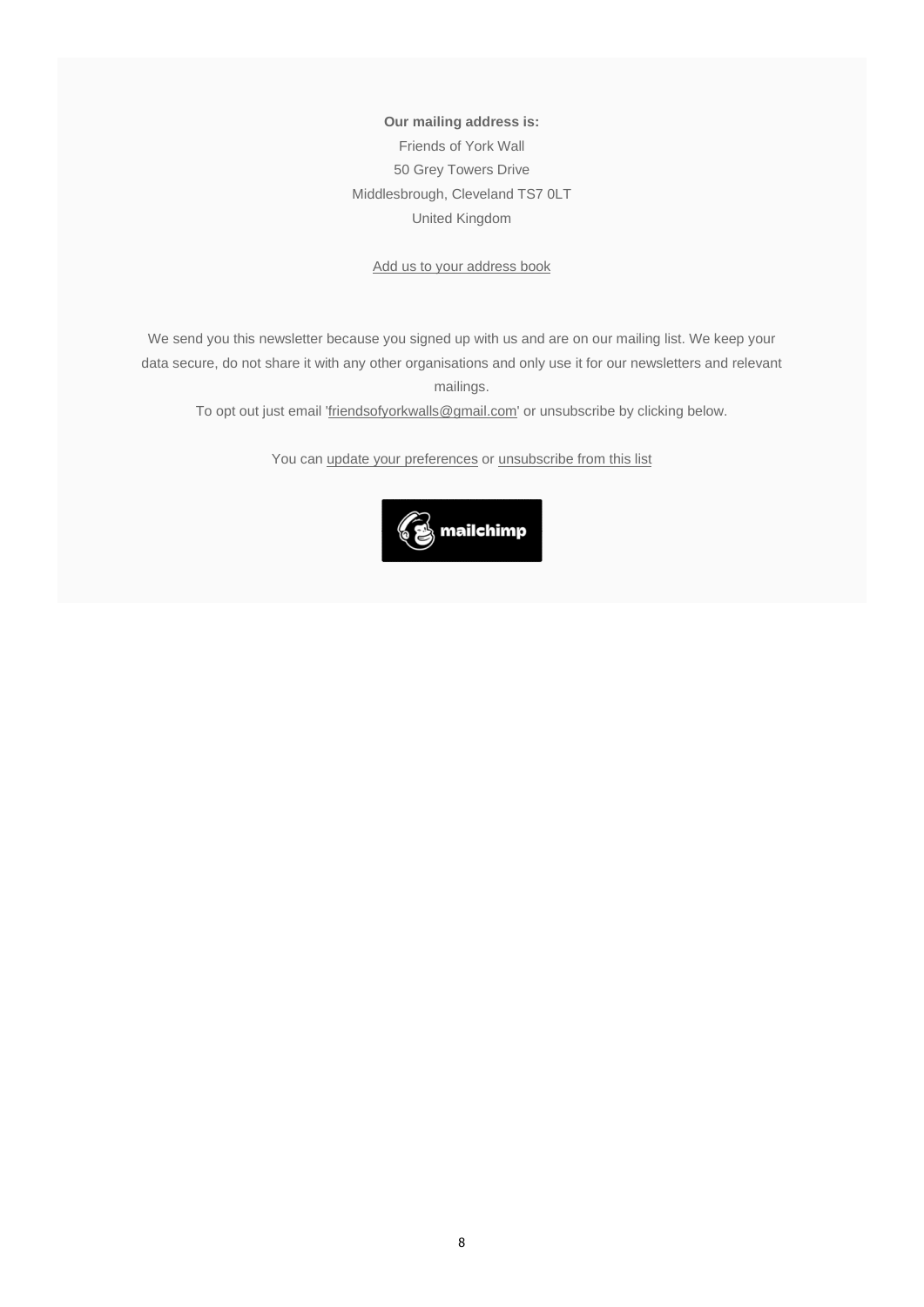**Our mailing address is:**
Friends of York Wall
50 Grey Towers Drive
Middlesbrough, Cleveland TS7 0LT
United Kingdom

Add us to your address book

We send you this newsletter because you signed up with us and are on our mailing list. We keep your data secure, do not share it with any other organisations and only use it for our newsletters and relevant mailings.
To opt out just email 'friendsofyorkwalls@gmail.com' or unsubscribe by clicking below.

You can update your preferences or unsubscribe from this list

mailchimp